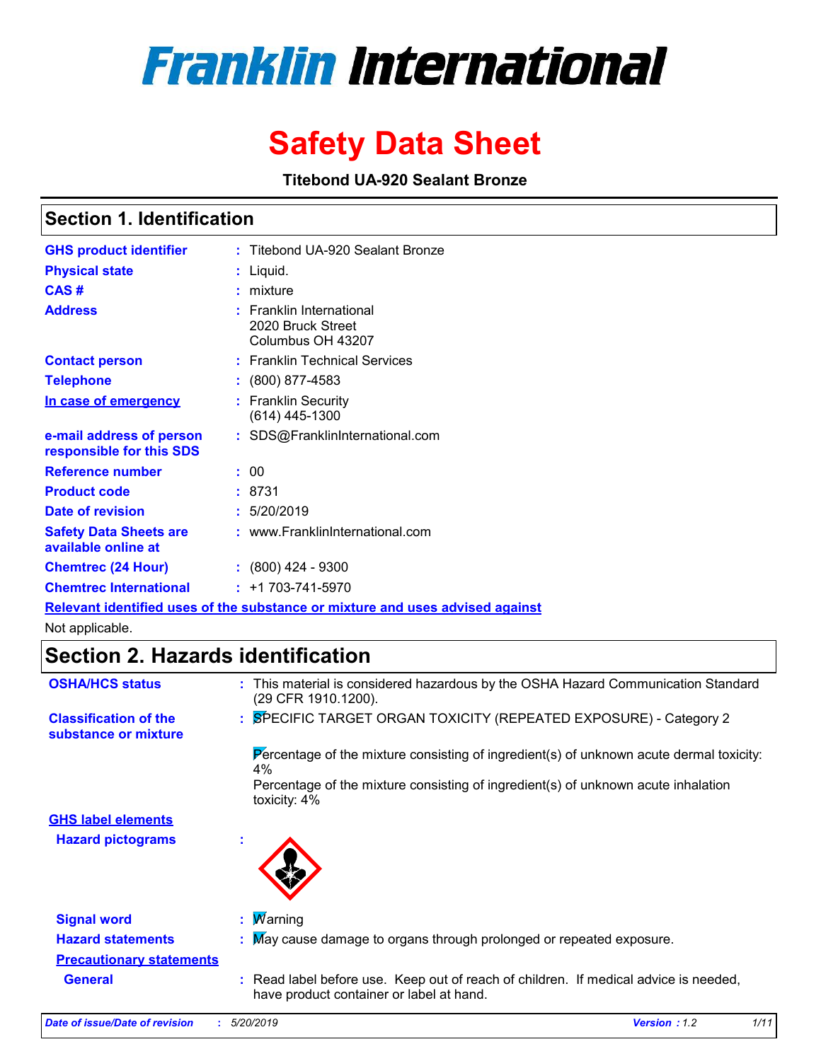# Franklin International

# Safety Data Sheet

**Titebond UA-920 Sealant Bronze**

## Section 1. Identification

**GHS product identifier** : Titebond UA-920 Sealant Bronze

**Physical state** : Liquid.

**CAS #** : mixture

**Address** : Franklin International
2020 Bruck Street
Columbus OH 43207

**Contact person** : Franklin Technical Services

**Telephone** : (800) 877-4583

**In case of emergency** : Franklin Security
(614) 445-1300

**e-mail address of person responsible for this SDS** : SDS@FranklinInternational.com

**Reference number** : 00

**Product code** : 8731

**Date of revision** : 5/20/2019

**Safety Data Sheets are available online at** : www.FranklinInternational.com

**Chemtrec (24 Hour)** : (800) 424 - 9300

**Chemtrec International** : +1 703-741-5970

**Relevant identified uses of the substance or mixture and uses advised against**

Not applicable.

## Section 2. Hazards identification

**OSHA/HCS status** : This material is considered hazardous by the OSHA Hazard Communication Standard (29 CFR 1910.1200).

**Classification of the substance or mixture** : SPECIFIC TARGET ORGAN TOXICITY (REPEATED EXPOSURE) - Category 2

Percentage of the mixture consisting of ingredient(s) of unknown acute dermal toxicity: 4%
Percentage of the mixture consisting of ingredient(s) of unknown acute inhalation toxicity: 4%

**GHS label elements**

**Hazard pictograms** :

**Signal word** : Warning

**Hazard statements** : May cause damage to organs through prolonged or repeated exposure.

**Precautionary statements**

**General** : Read label before use. Keep out of reach of children. If medical advice is needed, have product container or label at hand.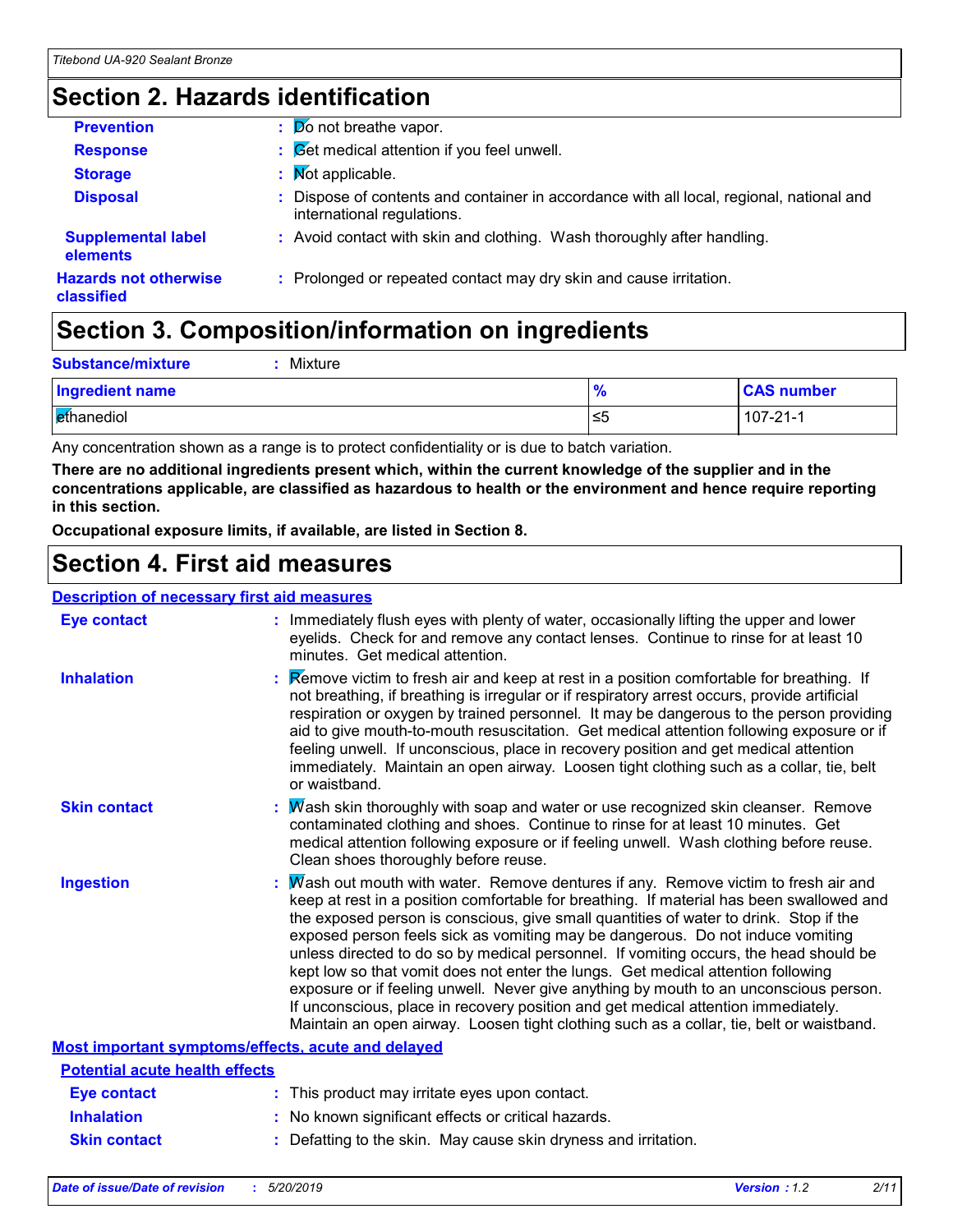## Section 2. Hazards identification

**Prevention** : Do not breathe vapor.

**Response** : Get medical attention if you feel unwell.

**Storage** : Not applicable.

**Disposal** : Dispose of contents and container in accordance with all local, regional, national and international regulations.

**Supplemental label elements** : Avoid contact with skin and clothing. Wash thoroughly after handling.

**Hazards not otherwise classified** : Prolonged or repeated contact may dry skin and cause irritation.

## Section 3. Composition/information on ingredients

**Substance/mixture** : Mixture

| Ingredient name | % | CAS number |
|---|---|---|
| ethanediol | ≤5 | 107-21-1 |

Any concentration shown as a range is to protect confidentiality or is due to batch variation.

**There are no additional ingredients present which, within the current knowledge of the supplier and in the concentrations applicable, are classified as hazardous to health or the environment and hence require reporting in this section.**

**Occupational exposure limits, if available, are listed in Section 8.**

## Section 4. First aid measures

**Description of necessary first aid measures**

**Eye contact** : Immediately flush eyes with plenty of water, occasionally lifting the upper and lower eyelids. Check for and remove any contact lenses. Continue to rinse for at least 10 minutes. Get medical attention.

**Inhalation** : Remove victim to fresh air and keep at rest in a position comfortable for breathing. If not breathing, if breathing is irregular or if respiratory arrest occurs, provide artificial respiration or oxygen by trained personnel. It may be dangerous to the person providing aid to give mouth-to-mouth resuscitation. Get medical attention following exposure or if feeling unwell. If unconscious, place in recovery position and get medical attention immediately. Maintain an open airway. Loosen tight clothing such as a collar, tie, belt or waistband.

**Skin contact** : Wash skin thoroughly with soap and water or use recognized skin cleanser. Remove contaminated clothing and shoes. Continue to rinse for at least 10 minutes. Get medical attention following exposure or if feeling unwell. Wash clothing before reuse. Clean shoes thoroughly before reuse.

**Ingestion** : Wash out mouth with water. Remove dentures if any. Remove victim to fresh air and keep at rest in a position comfortable for breathing. If material has been swallowed and the exposed person is conscious, give small quantities of water to drink. Stop if the exposed person feels sick as vomiting may be dangerous. Do not induce vomiting unless directed to do so by medical personnel. If vomiting occurs, the head should be kept low so that vomit does not enter the lungs. Get medical attention following exposure or if feeling unwell. Never give anything by mouth to an unconscious person. If unconscious, place in recovery position and get medical attention immediately. Maintain an open airway. Loosen tight clothing such as a collar, tie, belt or waistband.

**Most important symptoms/effects, acute and delayed**

**Potential acute health effects**

**Eye contact** : This product may irritate eyes upon contact.

**Inhalation** : No known significant effects or critical hazards.

**Skin contact** : Defatting to the skin. May cause skin dryness and irritation.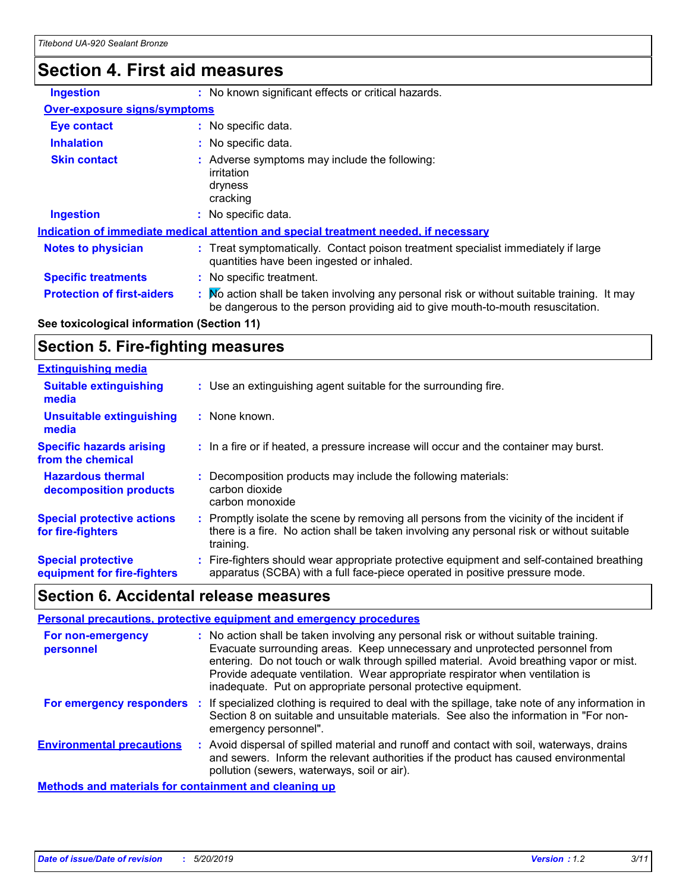## Section 4. First aid measures

**Ingestion** : No known significant effects or critical hazards.

**Over-exposure signs/symptoms**

**Eye contact** : No specific data.

**Inhalation** : No specific data.

**Skin contact** : Adverse symptoms may include the following:
irritation
dryness
cracking

**Ingestion** : No specific data.

**Indication of immediate medical attention and special treatment needed, if necessary**

**Notes to physician** : Treat symptomatically. Contact poison treatment specialist immediately if large quantities have been ingested or inhaled.

**Specific treatments** : No specific treatment.

**Protection of first-aiders** : No action shall be taken involving any personal risk or without suitable training. It may be dangerous to the person providing aid to give mouth-to-mouth resuscitation.

**See toxicological information (Section 11)**

## Section 5. Fire-fighting measures

**Extinguishing media**

**Suitable extinguishing media** : Use an extinguishing agent suitable for the surrounding fire.

**Unsuitable extinguishing media** : None known.

**Specific hazards arising from the chemical** : In a fire or if heated, a pressure increase will occur and the container may burst.

**Hazardous thermal decomposition products** : Decomposition products may include the following materials:
carbon dioxide
carbon monoxide

**Special protective actions for fire-fighters** : Promptly isolate the scene by removing all persons from the vicinity of the incident if there is a fire. No action shall be taken involving any personal risk or without suitable training.

**Special protective equipment for fire-fighters** : Fire-fighters should wear appropriate protective equipment and self-contained breathing apparatus (SCBA) with a full face-piece operated in positive pressure mode.

## Section 6. Accidental release measures

**Personal precautions, protective equipment and emergency procedures**

**For non-emergency personnel** : No action shall be taken involving any personal risk or without suitable training. Evacuate surrounding areas. Keep unnecessary and unprotected personnel from entering. Do not touch or walk through spilled material. Avoid breathing vapor or mist. Provide adequate ventilation. Wear appropriate respirator when ventilation is inadequate. Put on appropriate personal protective equipment.

**For emergency responders** : If specialized clothing is required to deal with the spillage, take note of any information in Section 8 on suitable and unsuitable materials. See also the information in "For non-emergency personnel".

**Environmental precautions** : Avoid dispersal of spilled material and runoff and contact with soil, waterways, drains and sewers. Inform the relevant authorities if the product has caused environmental pollution (sewers, waterways, soil or air).

**Methods and materials for containment and cleaning up**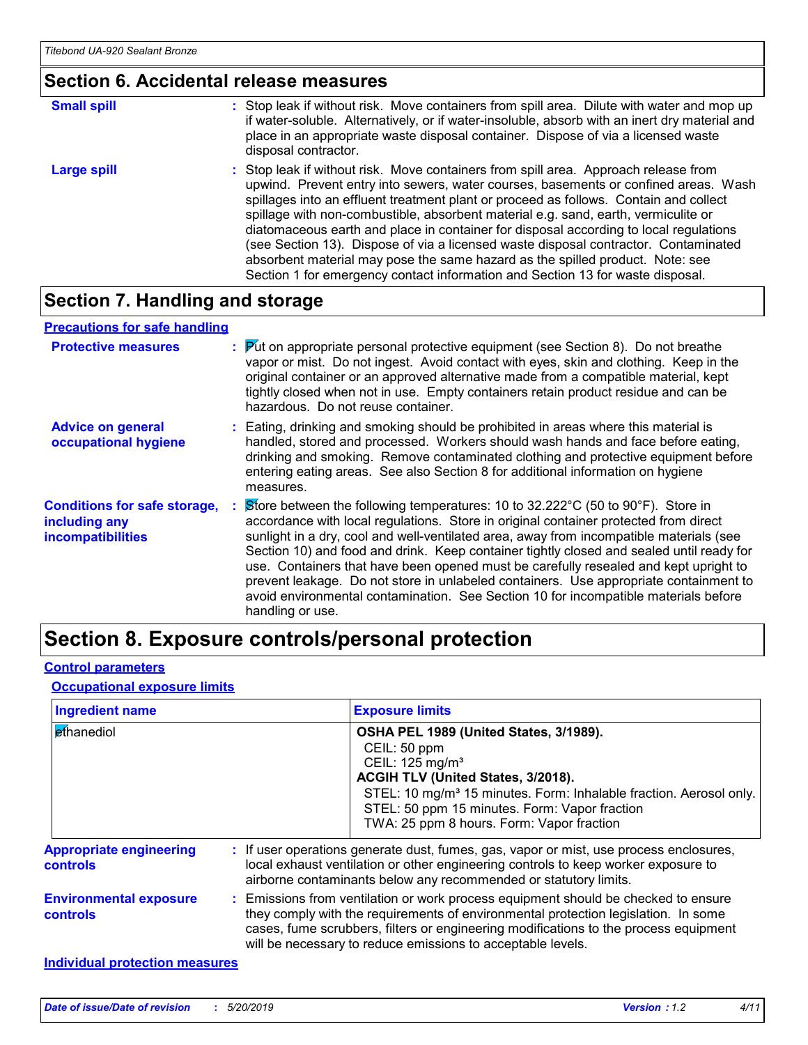## Section 6. Accidental release measures

**Small spill** : Stop leak if without risk. Move containers from spill area. Dilute with water and mop up if water-soluble. Alternatively, or if water-insoluble, absorb with an inert dry material and place in an appropriate waste disposal container. Dispose of via a licensed waste disposal contractor.

**Large spill** : Stop leak if without risk. Move containers from spill area. Approach release from upwind. Prevent entry into sewers, water courses, basements or confined areas. Wash spillages into an effluent treatment plant or proceed as follows. Contain and collect spillage with non-combustible, absorbent material e.g. sand, earth, vermiculite or diatomaceous earth and place in container for disposal according to local regulations (see Section 13). Dispose of via a licensed waste disposal contractor. Contaminated absorbent material may pose the same hazard as the spilled product. Note: see Section 1 for emergency contact information and Section 13 for waste disposal.

## Section 7. Handling and storage

### Precautions for safe handling

**Protective measures** : Put on appropriate personal protective equipment (see Section 8). Do not breathe vapor or mist. Do not ingest. Avoid contact with eyes, skin and clothing. Keep in the original container or an approved alternative made from a compatible material, kept tightly closed when not in use. Empty containers retain product residue and can be hazardous. Do not reuse container.

**Advice on general occupational hygiene** : Eating, drinking and smoking should be prohibited in areas where this material is handled, stored and processed. Workers should wash hands and face before eating, drinking and smoking. Remove contaminated clothing and protective equipment before entering eating areas. See also Section 8 for additional information on hygiene measures.

**Conditions for safe storage, including any incompatibilities** : Store between the following temperatures: 10 to 32.222°C (50 to 90°F). Store in accordance with local regulations. Store in original container protected from direct sunlight in a dry, cool and well-ventilated area, away from incompatible materials (see Section 10) and food and drink. Keep container tightly closed and sealed until ready for use. Containers that have been opened must be carefully resealed and kept upright to prevent leakage. Do not store in unlabeled containers. Use appropriate containment to avoid environmental contamination. See Section 10 for incompatible materials before handling or use.

## Section 8. Exposure controls/personal protection

### Control parameters

#### Occupational exposure limits

| Ingredient name | Exposure limits |
|---|---|
| ethanediol | **OSHA PEL 1989 (United States, 3/1989).**<br>CEIL: 50 ppm<br>CEIL: 125 mg/m³<br>**ACGIH TLV (United States, 3/2018).**<br>STEL: 10 mg/m³ 15 minutes. Form: Inhalable fraction. Aerosol only.<br>STEL: 50 ppm 15 minutes. Form: Vapor fraction<br>TWA: 25 ppm 8 hours. Form: Vapor fraction |

**Appropriate engineering controls** : If user operations generate dust, fumes, gas, vapor or mist, use process enclosures, local exhaust ventilation or other engineering controls to keep worker exposure to airborne contaminants below any recommended or statutory limits.

**Environmental exposure controls** : Emissions from ventilation or work process equipment should be checked to ensure they comply with the requirements of environmental protection legislation. In some cases, fume scrubbers, filters or engineering modifications to the process equipment will be necessary to reduce emissions to acceptable levels.

### Individual protection measures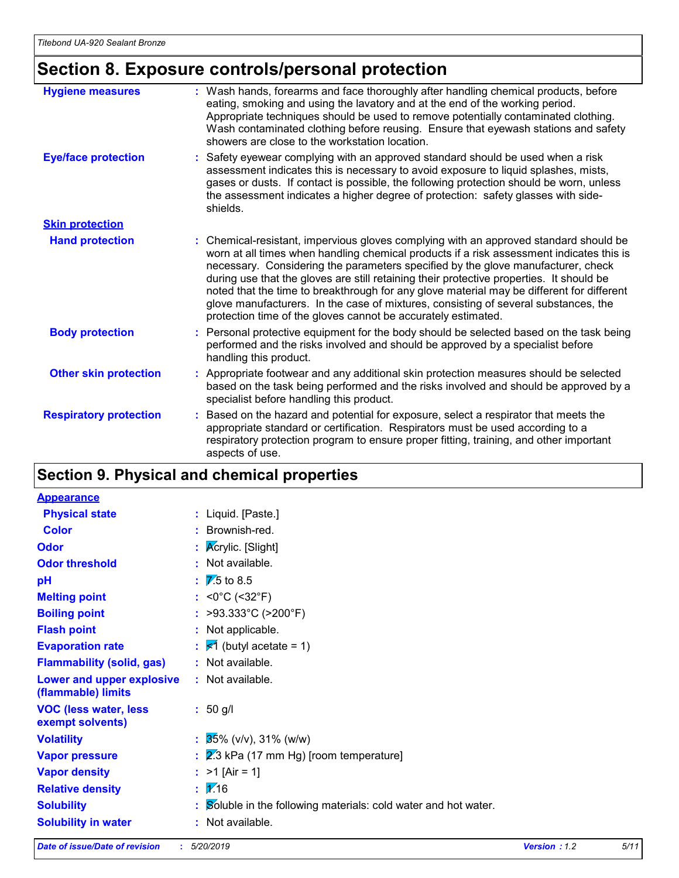## Section 8. Exposure controls/personal protection

**Hygiene measures** : Wash hands, forearms and face thoroughly after handling chemical products, before eating, smoking and using the lavatory and at the end of the working period. Appropriate techniques should be used to remove potentially contaminated clothing. Wash contaminated clothing before reusing. Ensure that eyewash stations and safety showers are close to the workstation location.

**Eye/face protection** : Safety eyewear complying with an approved standard should be used when a risk assessment indicates this is necessary to avoid exposure to liquid splashes, mists, gases or dusts. If contact is possible, the following protection should be worn, unless the assessment indicates a higher degree of protection: safety glasses with side-shields.

**Skin protection**

**Hand protection** : Chemical-resistant, impervious gloves complying with an approved standard should be worn at all times when handling chemical products if a risk assessment indicates this is necessary. Considering the parameters specified by the glove manufacturer, check during use that the gloves are still retaining their protective properties. It should be noted that the time to breakthrough for any glove material may be different for different glove manufacturers. In the case of mixtures, consisting of several substances, the protection time of the gloves cannot be accurately estimated.

**Body protection** : Personal protective equipment for the body should be selected based on the task being performed and the risks involved and should be approved by a specialist before handling this product.

**Other skin protection** : Appropriate footwear and any additional skin protection measures should be selected based on the task being performed and the risks involved and should be approved by a specialist before handling this product.

**Respiratory protection** : Based on the hazard and potential for exposure, select a respirator that meets the appropriate standard or certification. Respirators must be used according to a respiratory protection program to ensure proper fitting, training, and other important aspects of use.

## Section 9. Physical and chemical properties

**Appearance**

**Physical state** : Liquid. [Paste.]

**Color** : Brownish-red.

**Odor** : Acrylic. [Slight]

**Odor threshold** : Not available.

**pH** : 7.5 to 8.5

**Melting point** : <0°C (<32°F)

**Boiling point** : >93.333°C (>200°F)

**Flash point** : Not applicable.

**Evaporation rate** : <1 (butyl acetate = 1)

**Flammability (solid, gas)** : Not available.

**Lower and upper explosive (flammable) limits** : Not available.

**VOC (less water, less exempt solvents)** : 50 g/l

**Volatility** : 35% (v/v), 31% (w/w)

**Vapor pressure** : 2.3 kPa (17 mm Hg) [room temperature]

**Vapor density** : >1 [Air = 1]

**Relative density** : 1.16

**Solubility** : Soluble in the following materials: cold water and hot water.

**Solubility in water** : Not available.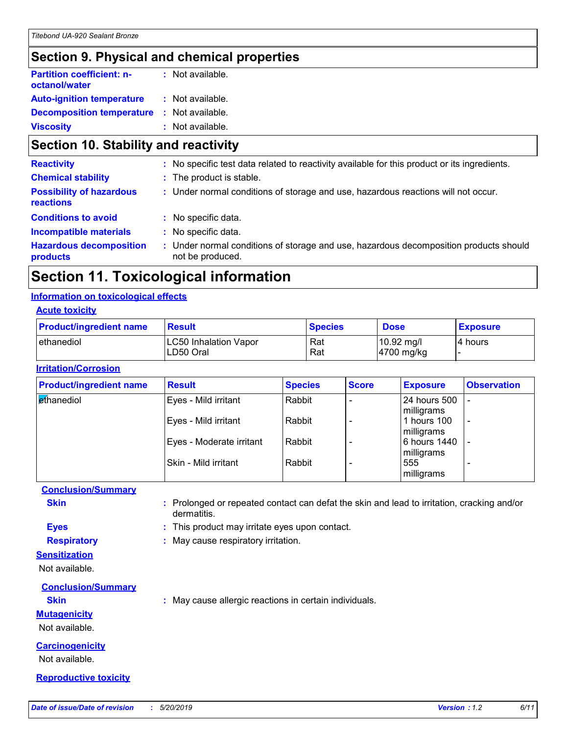## Section 9. Physical and chemical properties

**Partition coefficient: n-octanol/water** : Not available.

**Auto-ignition temperature** : Not available.

**Decomposition temperature** : Not available.

**Viscosity** : Not available.

## Section 10. Stability and reactivity

**Reactivity** : No specific test data related to reactivity available for this product or its ingredients.

**Chemical stability** : The product is stable.

**Possibility of hazardous reactions** : Under normal conditions of storage and use, hazardous reactions will not occur.

**Conditions to avoid** : No specific data.

**Incompatible materials** : No specific data.

**Hazardous decomposition products** : Under normal conditions of storage and use, hazardous decomposition products should not be produced.

## Section 11. Toxicological information

### Information on toxicological effects

#### Acute toxicity

| Product/ingredient name | Result | Species | Dose | Exposure |
| --- | --- | --- | --- | --- |
| ethanediol | LC50 Inhalation Vapor<br>LD50 Oral | Rat<br>Rat | 10.92 mg/l<br>4700 mg/kg | 4 hours<br>- |

#### Irritation/Corrosion

| Product/ingredient name | Result | Species | Score | Exposure | Observation |
| --- | --- | --- | --- | --- | --- |
| ethanediol | Eyes - Mild irritant | Rabbit | - | 24 hours 500 milligrams | - |
| | Eyes - Mild irritant | Rabbit | - | 1 hours 100 milligrams | - |
| | Eyes - Moderate irritant | Rabbit | - | 6 hours 1440 milligrams | - |
| | Skin - Mild irritant | Rabbit | - | 555 milligrams | - |

**Conclusion/Summary**

**Skin** : Prolonged or repeated contact can defat the skin and lead to irritation, cracking and/or dermatitis.

**Eyes** : This product may irritate eyes upon contact.

**Respiratory** : May cause respiratory irritation.

#### Sensitization

Not available.

**Conclusion/Summary**

**Skin** : May cause allergic reactions in certain individuals.

#### Mutagenicity

Not available.

#### Carcinogenicity

Not available.

#### Reproductive toxicity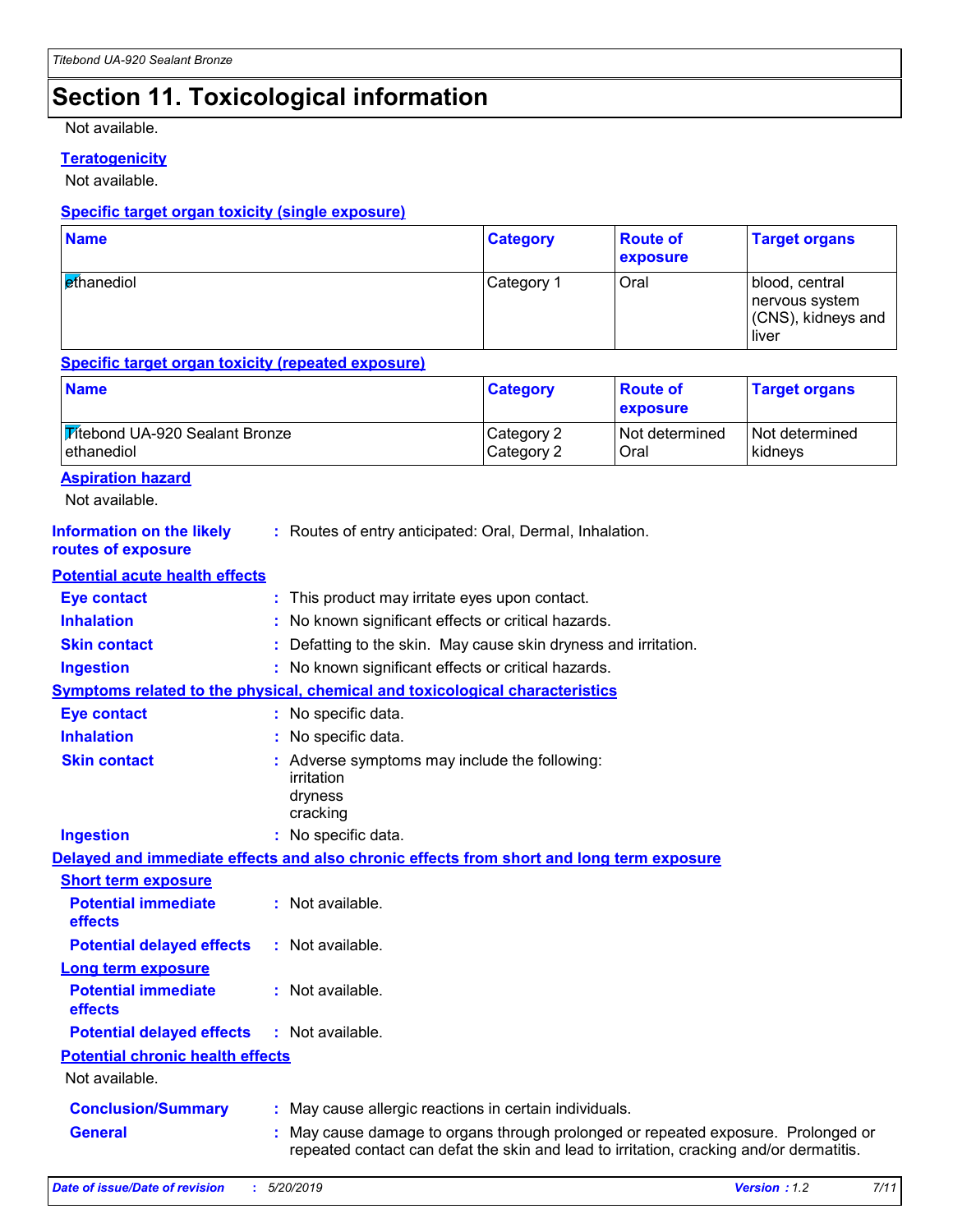# Section 11. Toxicological information

Not available.

### Teratogenicity

Not available.

### Specific target organ toxicity (single exposure)

| Name | Category | Route of exposure | Target organs |
| --- | --- | --- | --- |
| ethanediol | Category 1 | Oral | blood, central nervous system (CNS), kidneys and liver |

### Specific target organ toxicity (repeated exposure)

| Name | Category | Route of exposure | Target organs |
| --- | --- | --- | --- |
| Titebond UA-920 Sealant Bronze | Category 2 | Not determined | Not determined |
| ethanediol | Category 2 | Oral | kidneys |

### Aspiration hazard

Not available.

**Information on the likely routes of exposure** : Routes of entry anticipated: Oral, Dermal, Inhalation.

### Potential acute health effects

**Eye contact** : This product may irritate eyes upon contact.

**Inhalation** : No known significant effects or critical hazards.

**Skin contact** : Defatting to the skin. May cause skin dryness and irritation.

**Ingestion** : No known significant effects or critical hazards.

### Symptoms related to the physical, chemical and toxicological characteristics

**Eye contact** : No specific data.

**Inhalation** : No specific data.

**Skin contact** : Adverse symptoms may include the following:
irritation
dryness
cracking

**Ingestion** : No specific data.

### Delayed and immediate effects and also chronic effects from short and long term exposure

#### Short term exposure

**Potential immediate effects** : Not available.

**Potential delayed effects** : Not available.

#### Long term exposure

**Potential immediate effects** : Not available.

**Potential delayed effects** : Not available.

#### Potential chronic health effects

Not available.

**Conclusion/Summary** : May cause allergic reactions in certain individuals.

**General** : May cause damage to organs through prolonged or repeated exposure. Prolonged or repeated contact can defat the skin and lead to irritation, cracking and/or dermatitis.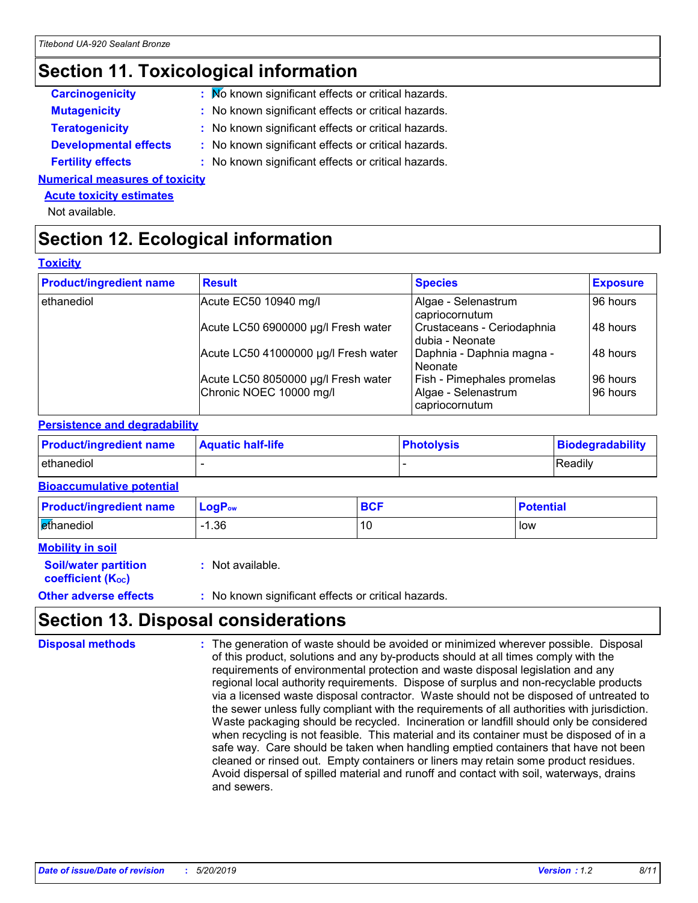# Section 11. Toxicological information

**Carcinogenicity** : No known significant effects or critical hazards.

**Mutagenicity** : No known significant effects or critical hazards.

**Teratogenicity** : No known significant effects or critical hazards.

**Developmental effects** : No known significant effects or critical hazards.

**Fertility effects** : No known significant effects or critical hazards.

**Numerical measures of toxicity**

**Acute toxicity estimates**

Not available.

# Section 12. Ecological information

**Toxicity**

| Product/ingredient name | Result | Species | Exposure |
|---|---|---|---|
| ethanediol | Acute EC50 10940 mg/l | Algae - Selenastrum capriocornutum | 96 hours |
| | Acute LC50 6900000 µg/l Fresh water | Crustaceans - Ceriodaphnia dubia - Neonate | 48 hours |
| | Acute LC50 41000000 µg/l Fresh water | Daphnia - Daphnia magna - Neonate | 48 hours |
| | Acute LC50 8050000 µg/l Fresh water | Fish - Pimephales promelas | 96 hours |
| | Chronic NOEC 10000 mg/l | Algae - Selenastrum capriocornutum | 96 hours |

**Persistence and degradability**

| Product/ingredient name | Aquatic half-life | Photolysis | Biodegradability |
|---|---|---|---|
| ethanediol | - | - | Readily |

**Bioaccumulative potential**

| Product/ingredient name | $LogP_{ow}$ | BCF | Potential |
|---|---|---|---|
| ethanediol | -1.36 | 10 | low |

**Mobility in soil**

**Soil/water partition coefficient ($K_{OC}$)** : Not available.

**Other adverse effects** : No known significant effects or critical hazards.

# Section 13. Disposal considerations

**Disposal methods** : The generation of waste should be avoided or minimized wherever possible. Disposal of this product, solutions and any by-products should at all times comply with the requirements of environmental protection and waste disposal legislation and any regional local authority requirements. Dispose of surplus and non-recyclable products via a licensed waste disposal contractor. Waste should not be disposed of untreated to the sewer unless fully compliant with the requirements of all authorities with jurisdiction. Waste packaging should be recycled. Incineration or landfill should only be considered when recycling is not feasible. This material and its container must be disposed of in a safe way. Care should be taken when handling emptied containers that have not been cleaned or rinsed out. Empty containers or liners may retain some product residues. Avoid dispersal of spilled material and runoff and contact with soil, waterways, drains and sewers.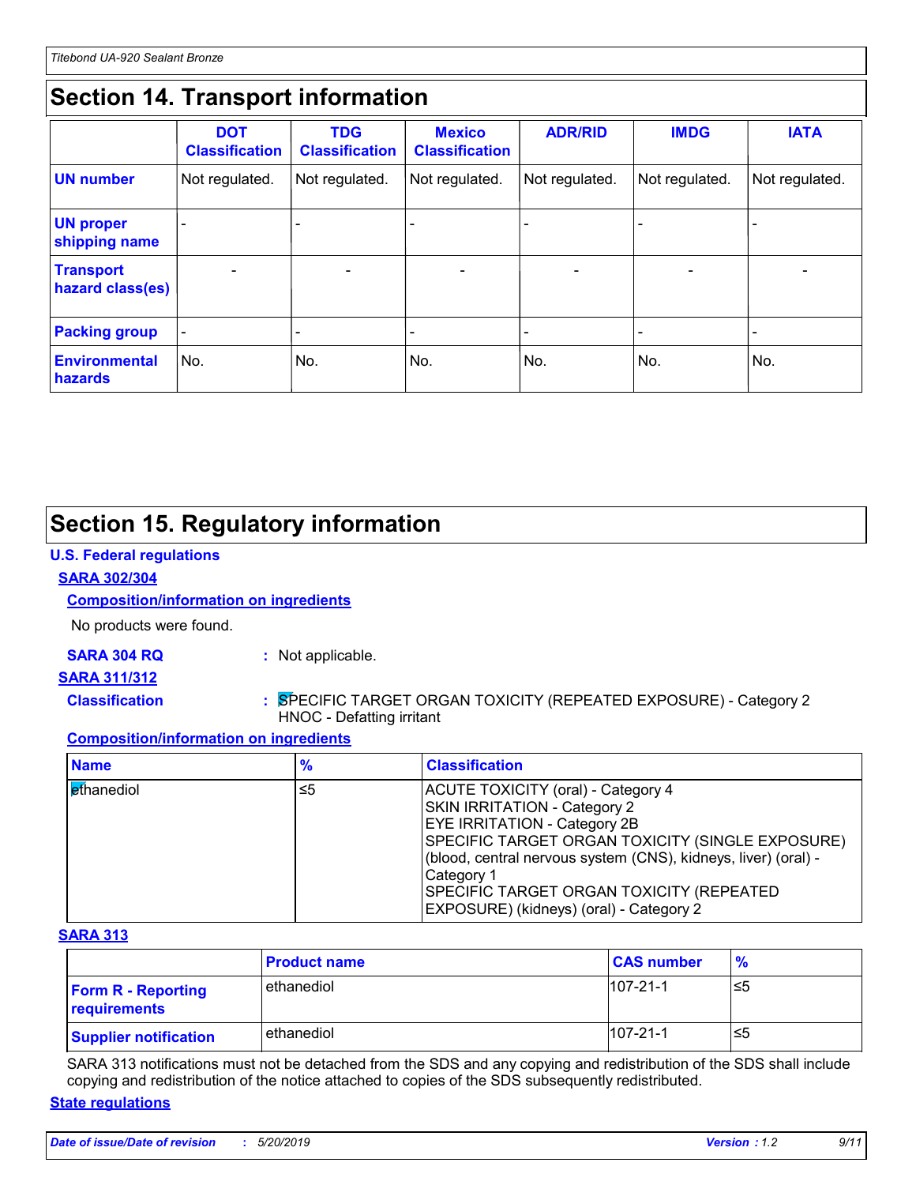## Section 14. Transport information

| | DOT Classification | TDG Classification | Mexico Classification | ADR/RID | IMDG | IATA |
|---|---|---|---|---|---|---|
| **UN number** | Not regulated. | Not regulated. | Not regulated. | Not regulated. | Not regulated. | Not regulated. |
| **UN proper shipping name** | - | - | - | - | - | - |
| **Transport hazard class(es)** | - | - | - | - | - | - |
| **Packing group** | - | - | - | - | - | - |
| **Environmental hazards** | No. | No. | No. | No. | No. | No. |

## Section 15. Regulatory information

**U.S. Federal regulations**

**SARA 302/304**

**Composition/information on ingredients**

No products were found.

**SARA 304 RQ** : Not applicable.

**SARA 311/312**

**Classification** : SPECIFIC TARGET ORGAN TOXICITY (REPEATED EXPOSURE) - Category 2
HNOC - Defatting irritant

**Composition/information on ingredients**

| Name | % | Classification |
|---|---|---|
| ethanediol | ≤5 | ACUTE TOXICITY (oral) - Category 4<br>SKIN IRRITATION - Category 2<br>EYE IRRITATION - Category 2B<br>SPECIFIC TARGET ORGAN TOXICITY (SINGLE EXPOSURE) (blood, central nervous system (CNS), kidneys, liver) (oral) - Category 1<br>SPECIFIC TARGET ORGAN TOXICITY (REPEATED EXPOSURE) (kidneys) (oral) - Category 2 |

**SARA 313**

| | Product name | CAS number | % |
|---|---|---|---|
| **Form R - Reporting requirements** | ethanediol | 107-21-1 | ≤5 |
| **Supplier notification** | ethanediol | 107-21-1 | ≤5 |

SARA 313 notifications must not be detached from the SDS and any copying and redistribution of the SDS shall include copying and redistribution of the notice attached to copies of the SDS subsequently redistributed.

**State regulations**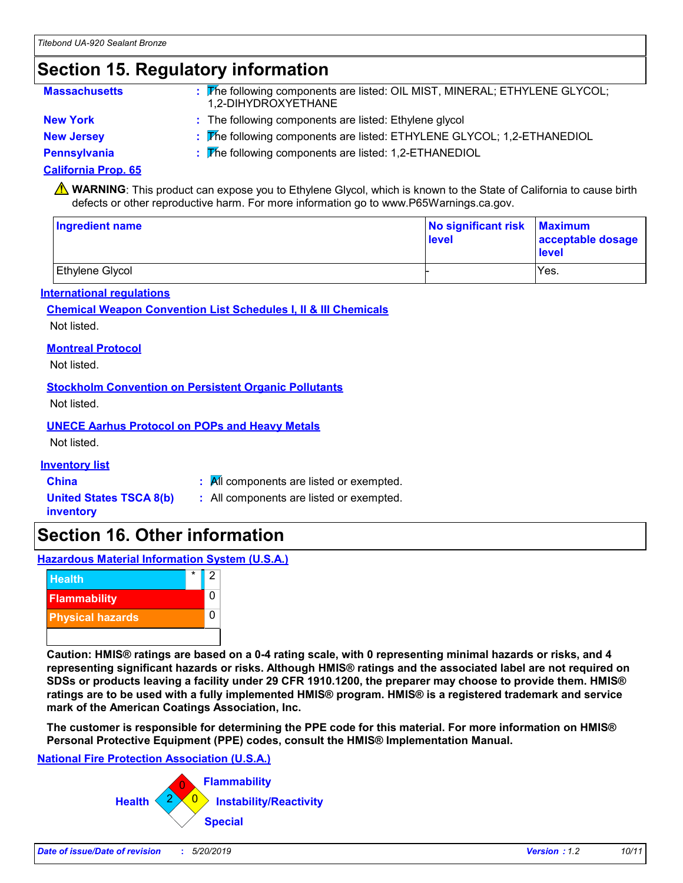## Section 15. Regulatory information

**Massachusetts** : The following components are listed: OIL MIST, MINERAL; ETHYLENE GLYCOL; 1,2-DIHYDROXYETHANE

**New York** : The following components are listed: Ethylene glycol

**New Jersey** : The following components are listed: ETHYLENE GLYCOL; 1,2-ETHANEDIOL

**Pennsylvania** : The following components are listed: 1,2-ETHANEDIOL

**California Prop. 65**

⚠ **WARNING**: This product can expose you to Ethylene Glycol, which is known to the State of California to cause birth defects or other reproductive harm. For more information go to www.P65Warnings.ca.gov.

| Ingredient name | No significant risk level | Maximum acceptable dosage level |
| --- | --- | --- |
| Ethylene Glycol | - | Yes. |

**International regulations**

**Chemical Weapon Convention List Schedules I, II & III Chemicals**

Not listed.

**Montreal Protocol**

Not listed.

**Stockholm Convention on Persistent Organic Pollutants**

Not listed.

**UNECE Aarhus Protocol on POPs and Heavy Metals**

Not listed.

**Inventory list**

**China** : All components are listed or exempted.

**United States TSCA 8(b) inventory** : All components are listed or exempted.

## Section 16. Other information

**Hazardous Material Information System (U.S.A.)**

| | | |
| --- | --- | --- |
| Health | * | 2 |
| Flammability | | 0 |
| Physical hazards | | 0 |

**Caution: HMIS® ratings are based on a 0-4 rating scale, with 0 representing minimal hazards or risks, and 4 representing significant hazards or risks. Although HMIS® ratings and the associated label are not required on SDSs or products leaving a facility under 29 CFR 1910.1200, the preparer may choose to provide them. HMIS® ratings are to be used with a fully implemented HMIS® program. HMIS® is a registered trademark and service mark of the American Coatings Association, Inc.**

**The customer is responsible for determining the PPE code for this material. For more information on HMIS® Personal Protective Equipment (PPE) codes, consult the HMIS® Implementation Manual.**

**National Fire Protection Association (U.S.A.)**

**Health**: 2
**Flammability**: 0
**Instability/Reactivity**: 0
**Special**: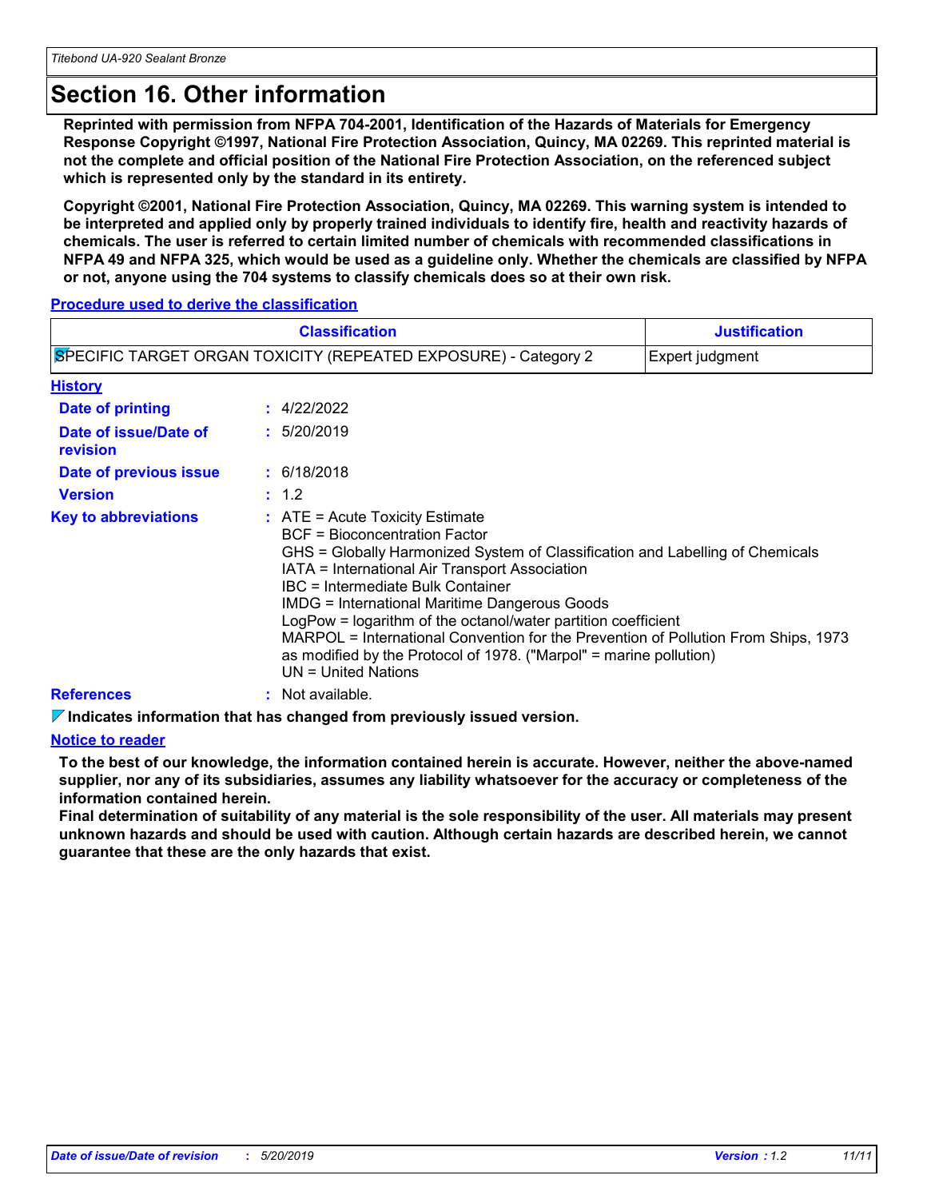# Section 16. Other information

**Reprinted with permission from NFPA 704-2001, Identification of the Hazards of Materials for Emergency Response Copyright ©1997, National Fire Protection Association, Quincy, MA 02269. This reprinted material is not the complete and official position of the National Fire Protection Association, on the referenced subject which is represented only by the standard in its entirety.**

**Copyright ©2001, National Fire Protection Association, Quincy, MA 02269. This warning system is intended to be interpreted and applied only by properly trained individuals to identify fire, health and reactivity hazards of chemicals. The user is referred to certain limited number of chemicals with recommended classifications in NFPA 49 and NFPA 325, which would be used as a guideline only. Whether the chemicals are classified by NFPA or not, anyone using the 704 systems to classify chemicals does so at their own risk.**

**Procedure used to derive the classification**

| Classification | Justification |
| --- | --- |
| SPECIFIC TARGET ORGAN TOXICITY (REPEATED EXPOSURE) - Category 2 | Expert judgment |

**History**

**Date of printing** : 4/22/2022

**Date of issue/Date of revision** : 5/20/2019

**Date of previous issue** : 6/18/2018

**Version** : 1.2

**Key to abbreviations** :
ATE = Acute Toxicity Estimate
BCF = Bioconcentration Factor
GHS = Globally Harmonized System of Classification and Labelling of Chemicals
IATA = International Air Transport Association
IBC = Intermediate Bulk Container
IMDG = International Maritime Dangerous Goods
LogPow = logarithm of the octanol/water partition coefficient
MARPOL = International Convention for the Prevention of Pollution From Ships, 1973 as modified by the Protocol of 1978. ("Marpol" = marine pollution)
UN = United Nations

**References** : Not available.

**Indicates information that has changed from previously issued version.**

**Notice to reader**

**To the best of our knowledge, the information contained herein is accurate. However, neither the above-named supplier, nor any of its subsidiaries, assumes any liability whatsoever for the accuracy or completeness of the information contained herein.**

**Final determination of suitability of any material is the sole responsibility of the user. All materials may present unknown hazards and should be used with caution. Although certain hazards are described herein, we cannot guarantee that these are the only hazards that exist.**